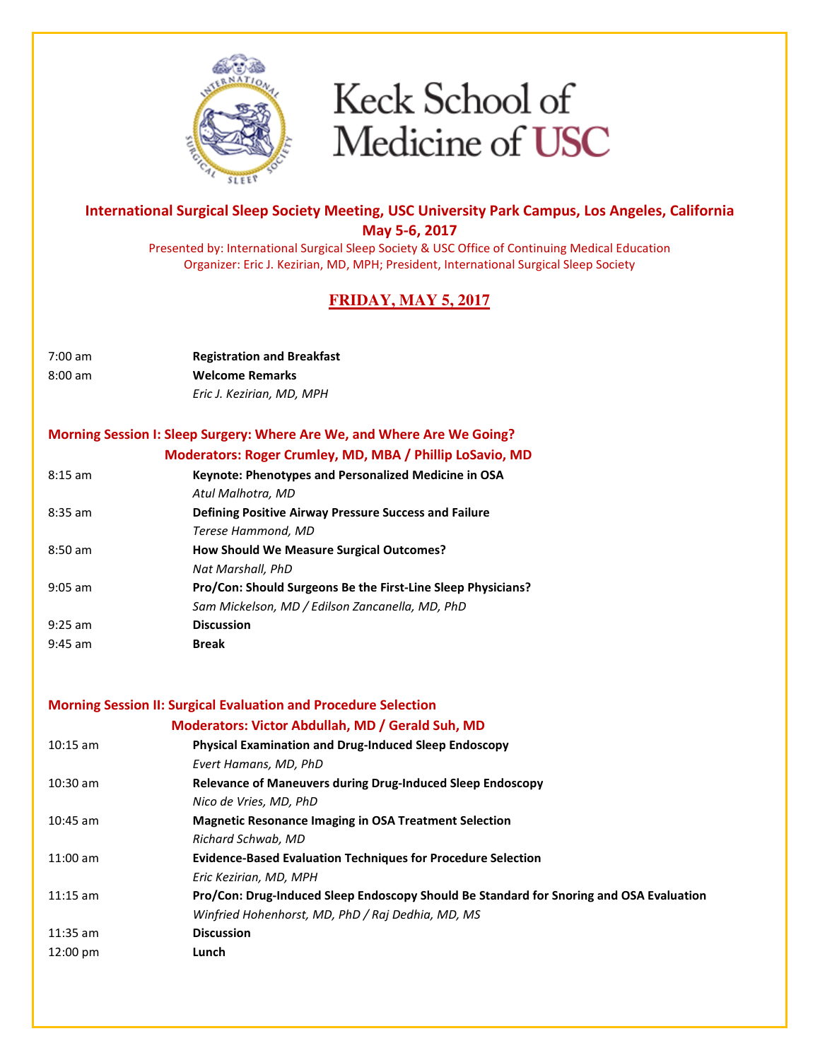# International Surgical Sleep Society Meeting, USC University Park Campus, Los Angeles, California

## May 5-6, 2017

Presented by: International Surgical Sleep Society & USC Office of Continuing Medical Education
Organizer: Eric J. Kezirian, MD, MPH; President, International Surgical Sleep Society

## FRIDAY, MAY 5, 2017

7:00 am **Registration and Breakfast**

8:00 am **Welcome Remarks**
*Eric J. Kezirian, MD, MPH*

### Morning Session I: Sleep Surgery: Where Are We, and Where Are We Going?

**Moderators: Roger Crumley, MD, MBA / Phillip LoSavio, MD**

8:15 am **Keynote: Phenotypes and Personalized Medicine in OSA**
*Atul Malhotra, MD*

8:35 am **Defining Positive Airway Pressure Success and Failure**
*Terese Hammond, MD*

8:50 am **How Should We Measure Surgical Outcomes?**
*Nat Marshall, PhD*

9:05 am **Pro/Con: Should Surgeons Be the First-Line Sleep Physicians?**
*Sam Mickelson, MD / Edilson Zancanella, MD, PhD*

9:25 am **Discussion**

9:45 am **Break**

### Morning Session II: Surgical Evaluation and Procedure Selection

**Moderators: Victor Abdullah, MD / Gerald Suh, MD**

10:15 am **Physical Examination and Drug-Induced Sleep Endoscopy**
*Evert Hamans, MD, PhD*

10:30 am **Relevance of Maneuvers during Drug-Induced Sleep Endoscopy**
*Nico de Vries, MD, PhD*

10:45 am **Magnetic Resonance Imaging in OSA Treatment Selection**
*Richard Schwab, MD*

11:00 am **Evidence-Based Evaluation Techniques for Procedure Selection**
*Eric Kezirian, MD, MPH*

11:15 am **Pro/Con: Drug-Induced Sleep Endoscopy Should Be Standard for Snoring and OSA Evaluation**
*Winfried Hohenhorst, MD, PhD / Raj Dedhia, MD, MS*

11:35 am **Discussion**

12:00 pm **Lunch**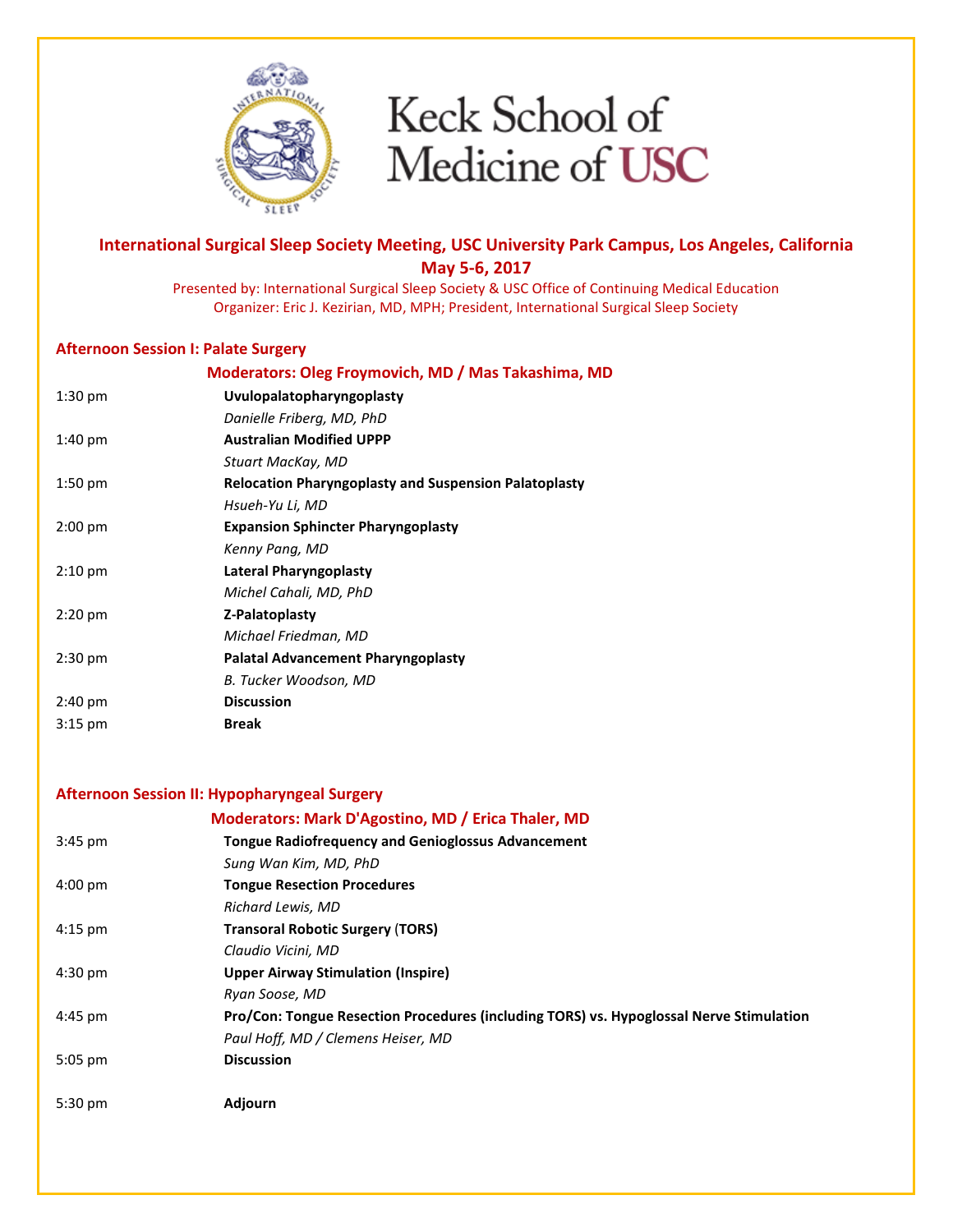**Keck School of Medicine of USC**

## International Surgical Sleep Society Meeting, USC University Park Campus, Los Angeles, California

## May 5-6, 2017

Presented by: International Surgical Sleep Society & USC Office of Continuing Medical Education

Organizer: Eric J. Kezirian, MD, MPH; President, International Surgical Sleep Society

### Afternoon Session I: Palate Surgery

**Moderators: Oleg Froymovich, MD / Mas Takashima, MD**

| Time | Session |
|---|---|
| 1:30 pm | **Uvulopalatopharyngoplasty**<br>*Danielle Friberg, MD, PhD* |
| 1:40 pm | **Australian Modified UPPP**<br>*Stuart MacKay, MD* |
| 1:50 pm | **Relocation Pharyngoplasty and Suspension Palatoplasty**<br>*Hsueh-Yu Li, MD* |
| 2:00 pm | **Expansion Sphincter Pharyngoplasty**<br>*Kenny Pang, MD* |
| 2:10 pm | **Lateral Pharyngoplasty**<br>*Michel Cahali, MD, PhD* |
| 2:20 pm | **Z-Palatoplasty**<br>*Michael Friedman, MD* |
| 2:30 pm | **Palatal Advancement Pharyngoplasty**<br>*B. Tucker Woodson, MD* |
| 2:40 pm | **Discussion** |
| 3:15 pm | **Break** |

### Afternoon Session II: Hypopharyngeal Surgery

**Moderators: Mark D'Agostino, MD / Erica Thaler, MD**

| Time | Session |
|---|---|
| 3:45 pm | **Tongue Radiofrequency and Genioglossus Advancement**<br>*Sung Wan Kim, MD, PhD* |
| 4:00 pm | **Tongue Resection Procedures**<br>*Richard Lewis, MD* |
| 4:15 pm | **Transoral Robotic Surgery (TORS)**<br>*Claudio Vicini, MD* |
| 4:30 pm | **Upper Airway Stimulation (Inspire)**<br>*Ryan Soose, MD* |
| 4:45 pm | **Pro/Con: Tongue Resection Procedures (including TORS) vs. Hypoglossal Nerve Stimulation**<br>*Paul Hoff, MD / Clemens Heiser, MD* |
| 5:05 pm | **Discussion** |
| 5:30 pm | **Adjourn** |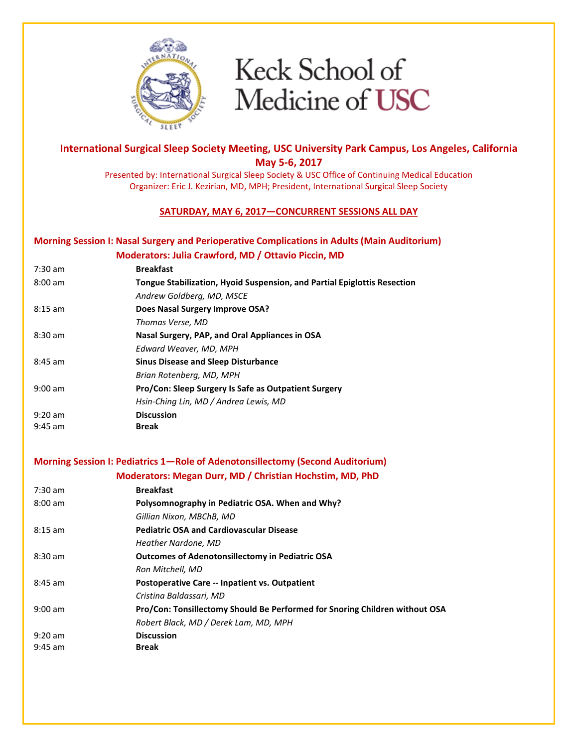Keck School of Medicine of USC

**International Surgical Sleep Society Meeting, USC University Park Campus, Los Angeles, California**
**May 5-6, 2017**

Presented by: International Surgical Sleep Society & USC Office of Continuing Medical Education
Organizer: Eric J. Kezirian, MD, MPH; President, International Surgical Sleep Society

## SATURDAY, MAY 6, 2017—CONCURRENT SESSIONS ALL DAY

### Morning Session I: Nasal Surgery and Perioperative Complications in Adults (Main Auditorium)

**Moderators: Julia Crawford, MD / Ottavio Piccin, MD**

| | |
|---|---|
| 7:30 am | **Breakfast** |
| 8:00 am | **Tongue Stabilization, Hyoid Suspension, and Partial Epiglottis Resection** |
| | *Andrew Goldberg, MD, MSCE* |
| 8:15 am | **Does Nasal Surgery Improve OSA?** |
| | *Thomas Verse, MD* |
| 8:30 am | **Nasal Surgery, PAP, and Oral Appliances in OSA** |
| | *Edward Weaver, MD, MPH* |
| 8:45 am | **Sinus Disease and Sleep Disturbance** |
| | *Brian Rotenberg, MD, MPH* |
| 9:00 am | **Pro/Con: Sleep Surgery Is Safe as Outpatient Surgery** |
| | *Hsin-Ching Lin, MD / Andrea Lewis, MD* |
| 9:20 am | **Discussion** |
| 9:45 am | **Break** |

### Morning Session I: Pediatrics 1—Role of Adenotonsillectomy (Second Auditorium)

**Moderators: Megan Durr, MD / Christian Hochstim, MD, PhD**

| | |
|---|---|
| 7:30 am | **Breakfast** |
| 8:00 am | **Polysomnography in Pediatric OSA. When and Why?** |
| | *Gillian Nixon, MBChB, MD* |
| 8:15 am | **Pediatric OSA and Cardiovascular Disease** |
| | *Heather Nardone, MD* |
| 8:30 am | **Outcomes of Adenotonsillectomy in Pediatric OSA** |
| | *Ron Mitchell, MD* |
| 8:45 am | **Postoperative Care -- Inpatient vs. Outpatient** |
| | *Cristina Baldassari, MD* |
| 9:00 am | **Pro/Con: Tonsillectomy Should Be Performed for Snoring Children without OSA** |
| | *Robert Black, MD / Derek Lam, MD, MPH* |
| 9:20 am | **Discussion** |
| 9:45 am | **Break** |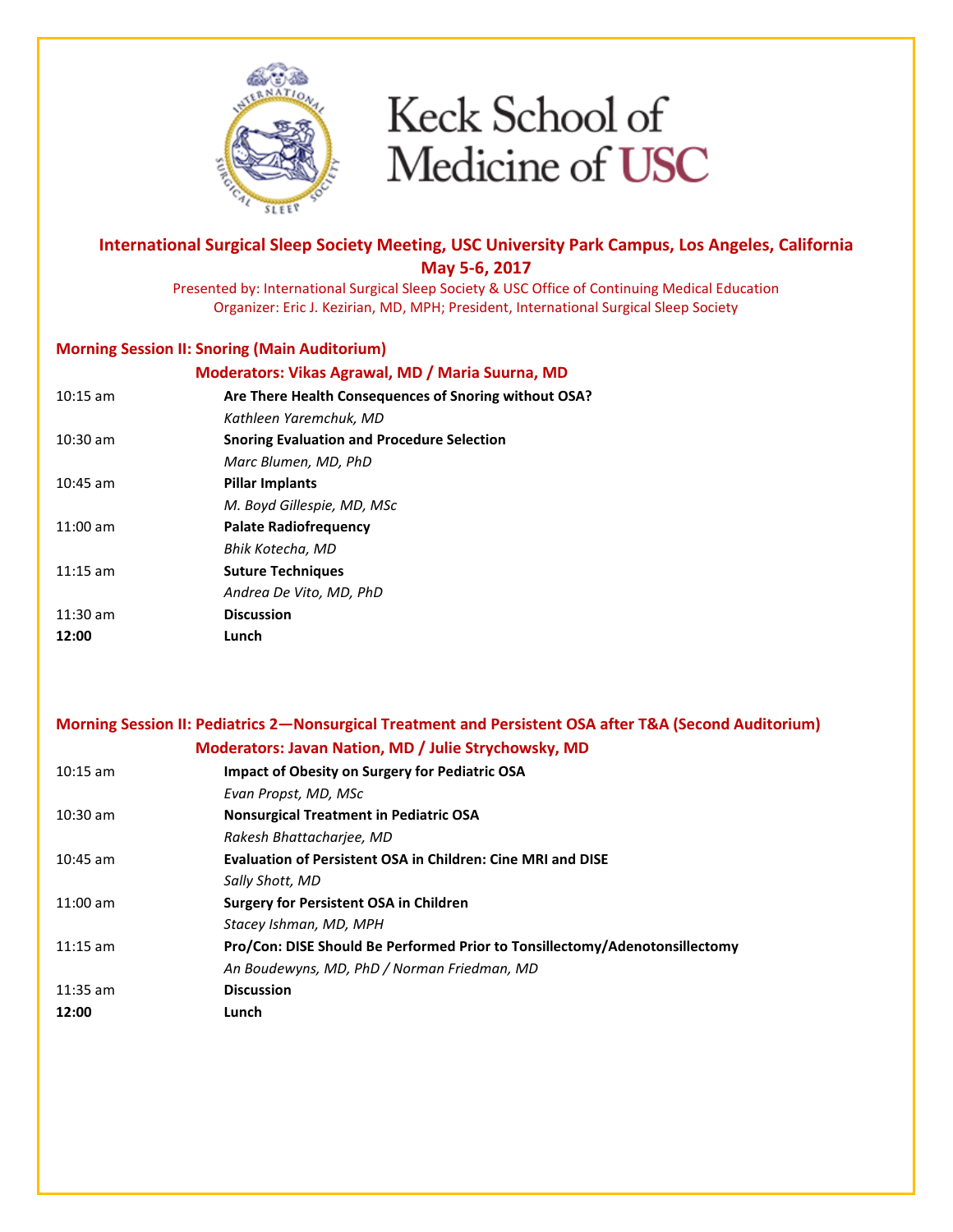Keck School of Medicine of USC

## International Surgical Sleep Society Meeting, USC University Park Campus, Los Angeles, California
## May 5-6, 2017

Presented by: International Surgical Sleep Society & USC Office of Continuing Medical Education
Organizer: Eric J. Kezirian, MD, MPH; President, International Surgical Sleep Society

### Morning Session II: Snoring (Main Auditorium)

**Moderators: Vikas Agrawal, MD / Maria Suurna, MD**

| | |
|---|---|
| 10:15 am | **Are There Health Consequences of Snoring without OSA?**<br>*Kathleen Yaremchuk, MD* |
| 10:30 am | **Snoring Evaluation and Procedure Selection**<br>*Marc Blumen, MD, PhD* |
| 10:45 am | **Pillar Implants**<br>*M. Boyd Gillespie, MD, MSc* |
| 11:00 am | **Palate Radiofrequency**<br>*Bhik Kotecha, MD* |
| 11:15 am | **Suture Techniques**<br>*Andrea De Vito, MD, PhD* |
| 11:30 am | **Discussion** |
| **12:00** | **Lunch** |

### Morning Session II: Pediatrics 2—Nonsurgical Treatment and Persistent OSA after T&A (Second Auditorium)

**Moderators: Javan Nation, MD / Julie Strychowsky, MD**

| | |
|---|---|
| 10:15 am | **Impact of Obesity on Surgery for Pediatric OSA**<br>*Evan Propst, MD, MSc* |
| 10:30 am | **Nonsurgical Treatment in Pediatric OSA**<br>*Rakesh Bhattacharjee, MD* |
| 10:45 am | **Evaluation of Persistent OSA in Children: Cine MRI and DISE**<br>*Sally Shott, MD* |
| 11:00 am | **Surgery for Persistent OSA in Children**<br>*Stacey Ishman, MD, MPH* |
| 11:15 am | **Pro/Con: DISE Should Be Performed Prior to Tonsillectomy/Adenotonsillectomy**<br>*An Boudewyns, MD, PhD / Norman Friedman, MD* |
| 11:35 am | **Discussion** |
| **12:00** | **Lunch** |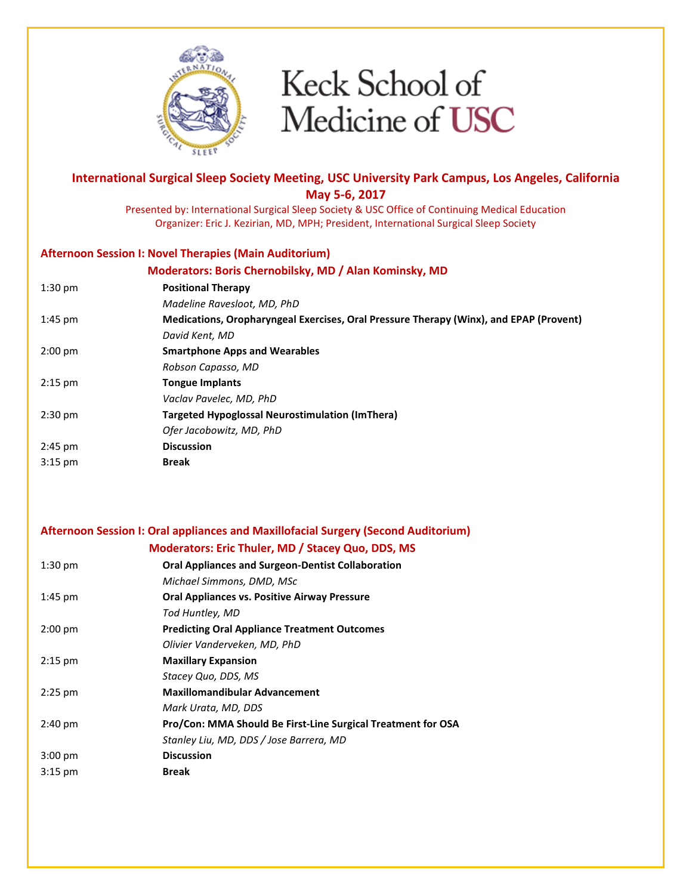Keck School of Medicine of USC

**International Surgical Sleep Society Meeting, USC University Park Campus, Los Angeles, California**
**May 5-6, 2017**

Presented by: International Surgical Sleep Society & USC Office of Continuing Medical Education
Organizer: Eric J. Kezirian, MD, MPH; President, International Surgical Sleep Society

## Afternoon Session I: Novel Therapies (Main Auditorium)

### Moderators: Boris Chernobilsky, MD / Alan Kominsky, MD

| | |
|---|---|
| 1:30 pm | **Positional Therapy**<br>*Madeline Ravesloot, MD, PhD* |
| 1:45 pm | **Medications, Oropharyngeal Exercises, Oral Pressure Therapy (Winx), and EPAP (Provent)**<br>*David Kent, MD* |
| 2:00 pm | **Smartphone Apps and Wearables**<br>*Robson Capasso, MD* |
| 2:15 pm | **Tongue Implants**<br>*Vaclav Pavelec, MD, PhD* |
| 2:30 pm | **Targeted Hypoglossal Neurostimulation (ImThera)**<br>*Ofer Jacobowitz, MD, PhD* |
| 2:45 pm | **Discussion** |
| 3:15 pm | **Break** |

## Afternoon Session I: Oral appliances and Maxillofacial Surgery (Second Auditorium)

### Moderators: Eric Thuler, MD / Stacey Quo, DDS, MS

| | |
|---|---|
| 1:30 pm | **Oral Appliances and Surgeon-Dentist Collaboration**<br>*Michael Simmons, DMD, MSc* |
| 1:45 pm | **Oral Appliances vs. Positive Airway Pressure**<br>*Tod Huntley, MD* |
| 2:00 pm | **Predicting Oral Appliance Treatment Outcomes**<br>*Olivier Vanderveken, MD, PhD* |
| 2:15 pm | **Maxillary Expansion**<br>*Stacey Quo, DDS, MS* |
| 2:25 pm | **Maxillomandibular Advancement**<br>*Mark Urata, MD, DDS* |
| 2:40 pm | **Pro/Con: MMA Should Be First-Line Surgical Treatment for OSA**<br>*Stanley Liu, MD, DDS / Jose Barrera, MD* |
| 3:00 pm | **Discussion** |
| 3:15 pm | **Break** |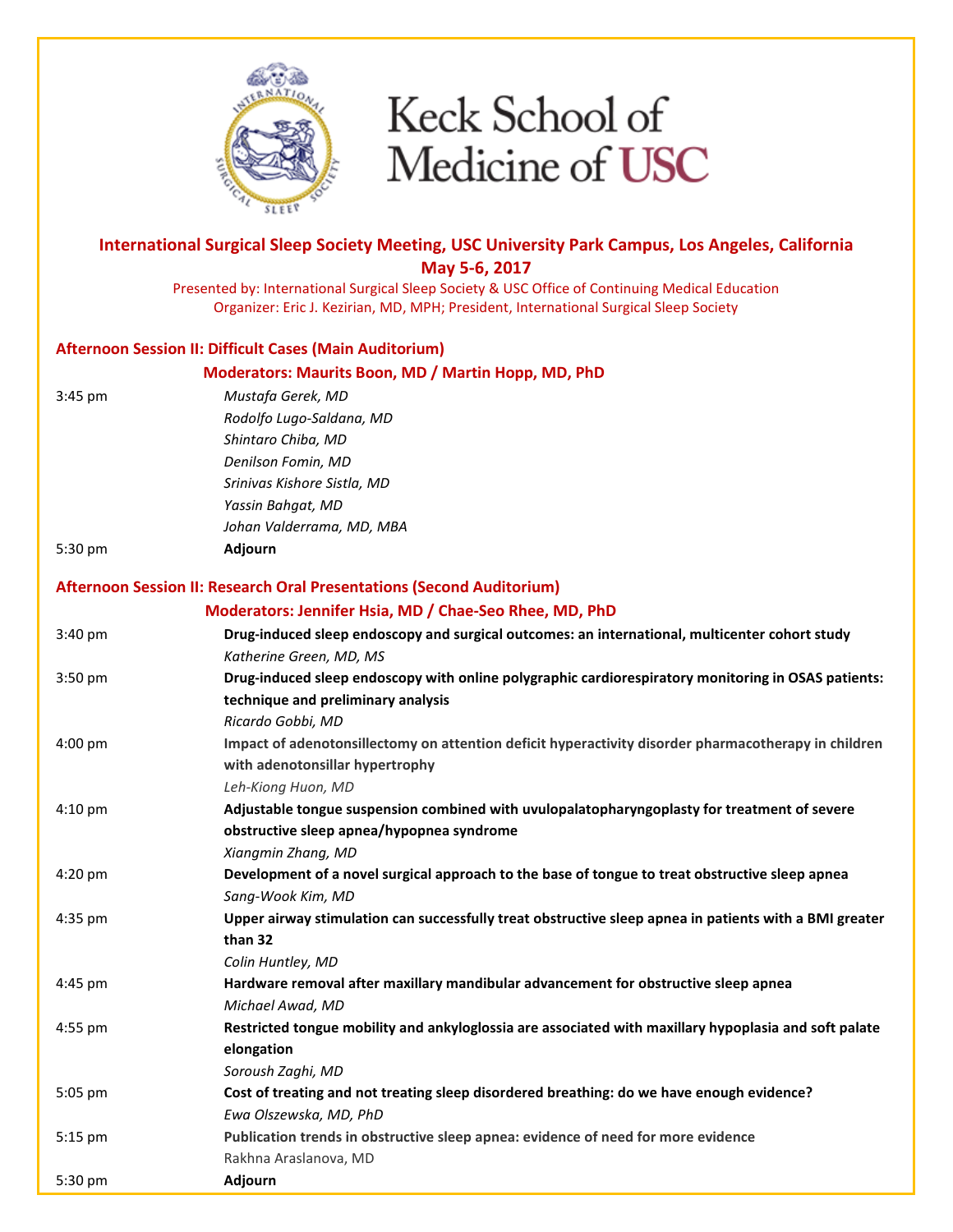Keck School of Medicine of USC

**International Surgical Sleep Society Meeting, USC University Park Campus, Los Angeles, California**
**May 5-6, 2017**

Presented by: International Surgical Sleep Society & USC Office of Continuing Medical Education
Organizer: Eric J. Kezirian, MD, MPH; President, International Surgical Sleep Society

## Afternoon Session II: Difficult Cases (Main Auditorium)

### Moderators: Maurits Boon, MD / Martin Hopp, MD, PhD

3:45 pm
*Mustafa Gerek, MD*
*Rodolfo Lugo-Saldana, MD*
*Shintaro Chiba, MD*
*Denilson Fomin, MD*
*Srinivas Kishore Sistla, MD*
*Yassin Bahgat, MD*
*Johan Valderrama, MD, MBA*

5:30 pm **Adjourn**

## Afternoon Session II: Research Oral Presentations (Second Auditorium)

### Moderators: Jennifer Hsia, MD / Chae-Seo Rhee, MD, PhD

3:40 pm **Drug-induced sleep endoscopy and surgical outcomes: an international, multicenter cohort study**
*Katherine Green, MD, MS*

3:50 pm **Drug-induced sleep endoscopy with online polygraphic cardiorespiratory monitoring in OSAS patients: technique and preliminary analysis**
*Ricardo Gobbi, MD*

4:00 pm **Impact of adenotonsillectomy on attention deficit hyperactivity disorder pharmacotherapy in children with adenotonsillar hypertrophy**
*Leh-Kiong Huon, MD*

4:10 pm **Adjustable tongue suspension combined with uvulopalatopharyngoplasty for treatment of severe obstructive sleep apnea/hypopnea syndrome**
*Xiangmin Zhang, MD*

4:20 pm **Development of a novel surgical approach to the base of tongue to treat obstructive sleep apnea**
*Sang-Wook Kim, MD*

4:35 pm **Upper airway stimulation can successfully treat obstructive sleep apnea in patients with a BMI greater than 32**
*Colin Huntley, MD*

4:45 pm **Hardware removal after maxillary mandibular advancement for obstructive sleep apnea**
*Michael Awad, MD*

4:55 pm **Restricted tongue mobility and ankyloglossia are associated with maxillary hypoplasia and soft palate elongation**
*Soroush Zaghi, MD*

5:05 pm **Cost of treating and not treating sleep disordered breathing: do we have enough evidence?**
*Ewa Olszewska, MD, PhD*

5:15 pm **Publication trends in obstructive sleep apnea: evidence of need for more evidence**
Rakhna Araslanova, MD

5:30 pm **Adjourn**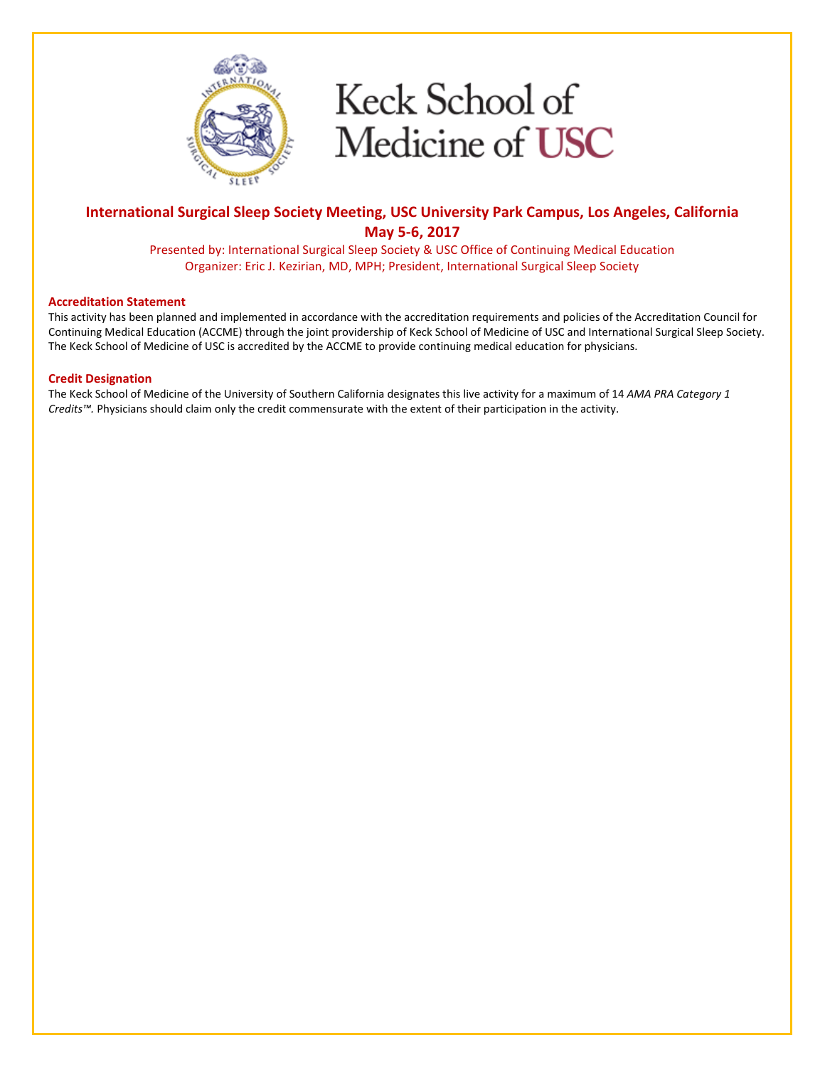**International Surgical Sleep Society Meeting, USC University Park Campus, Los Angeles, California**
**May 5-6, 2017**

Presented by: International Surgical Sleep Society & USC Office of Continuing Medical Education
Organizer: Eric J. Kezirian, MD, MPH; President, International Surgical Sleep Society

### Accreditation Statement

This activity has been planned and implemented in accordance with the accreditation requirements and policies of the Accreditation Council for Continuing Medical Education (ACCME) through the joint providership of Keck School of Medicine of USC and International Surgical Sleep Society. The Keck School of Medicine of USC is accredited by the ACCME to provide continuing medical education for physicians.

### Credit Designation

The Keck School of Medicine of the University of Southern California designates this live activity for a maximum of 14 *AMA PRA Category 1 Credits™.* Physicians should claim only the credit commensurate with the extent of their participation in the activity.